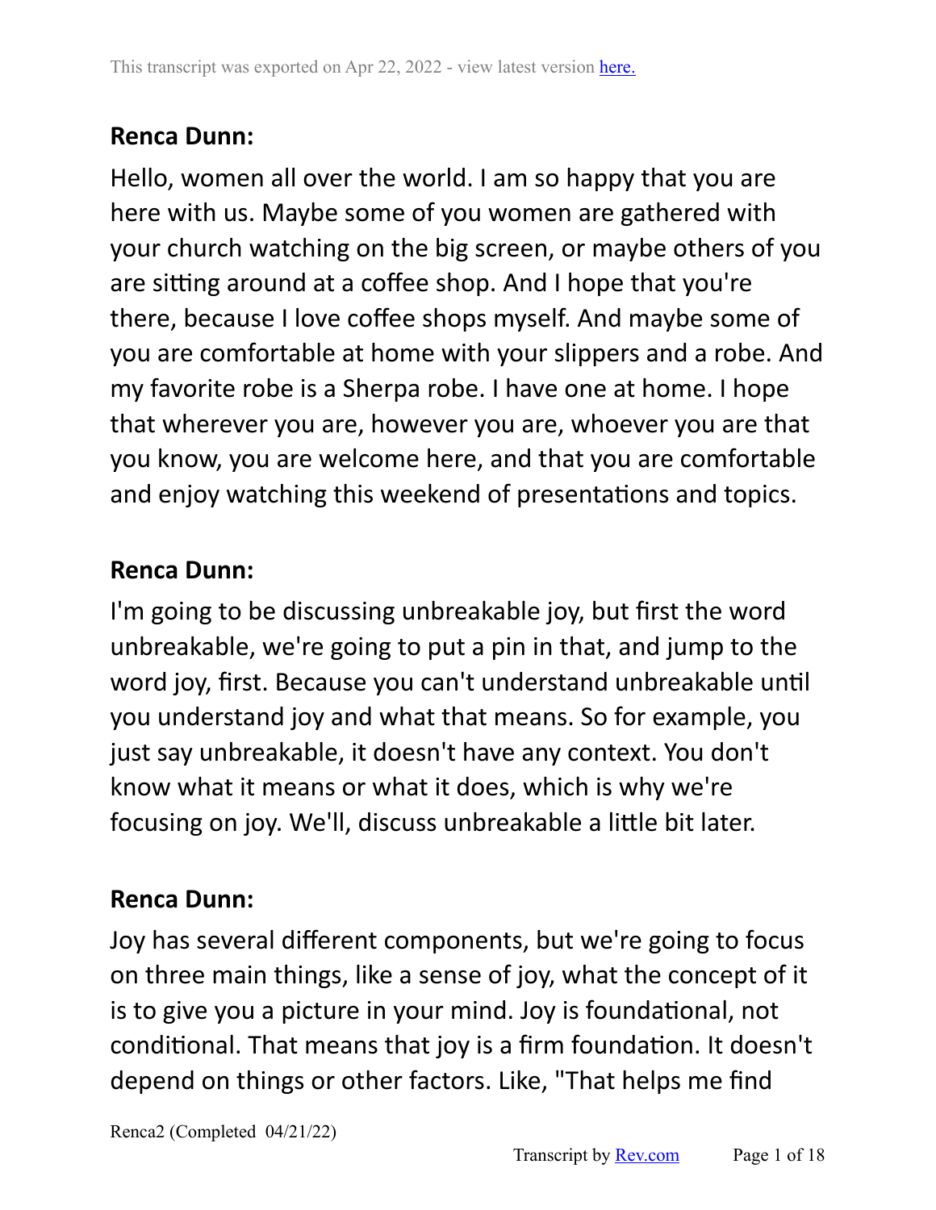**Renca Dunn:**

Hello, women all over the world. I am so happy that you are here with us. Maybe some of you women are gathered with your church watching on the big screen, or maybe others of you are sitting around at a coffee shop. And I hope that you're there, because I love coffee shops myself. And maybe some of you are comfortable at home with your slippers and a robe. And my favorite robe is a Sherpa robe. I have one at home. I hope that wherever you are, however you are, whoever you are that you know, you are welcome here, and that you are comfortable and enjoy watching this weekend of presentations and topics.

**Renca Dunn:**

I'm going to be discussing unbreakable joy, but first the word unbreakable, we're going to put a pin in that, and jump to the word joy, first. Because you can't understand unbreakable until you understand joy and what that means. So for example, you just say unbreakable, it doesn't have any context. You don't know what it means or what it does, which is why we're focusing on joy. We'll, discuss unbreakable a little bit later.

**Renca Dunn:**

Joy has several different components, but we're going to focus on three main things, like a sense of joy, what the concept of it is to give you a picture in your mind. Joy is foundational, not conditional. That means that joy is a firm foundation. It doesn't depend on things or other factors. Like, "That helps me find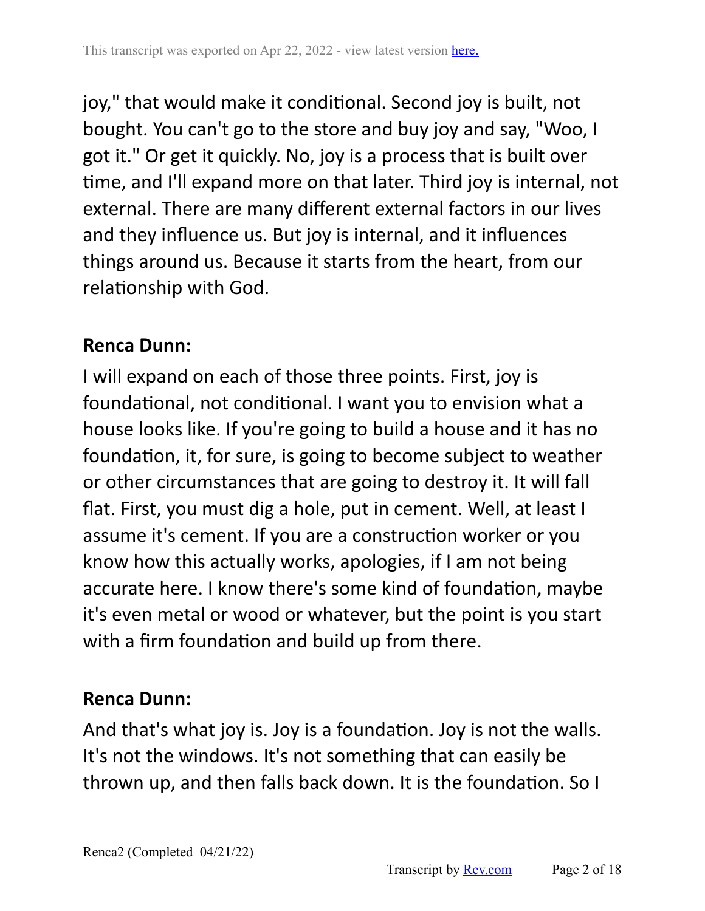joy," that would make it conditional. Second joy is built, not bought. You can't go to the store and buy joy and say, "Woo, I got it." Or get it quickly. No, joy is a process that is built over time, and I'll expand more on that later. Third joy is internal, not external. There are many different external factors in our lives and they influence us. But joy is internal, and it influences things around us. Because it starts from the heart, from our relationship with God.

**Renca Dunn:**

I will expand on each of those three points. First, joy is foundational, not conditional. I want you to envision what a house looks like. If you're going to build a house and it has no foundation, it, for sure, is going to become subject to weather or other circumstances that are going to destroy it. It will fall flat. First, you must dig a hole, put in cement. Well, at least I assume it's cement. If you are a construction worker or you know how this actually works, apologies, if I am not being accurate here. I know there's some kind of foundation, maybe it's even metal or wood or whatever, but the point is you start with a firm foundation and build up from there.

**Renca Dunn:**

And that's what joy is. Joy is a foundation. Joy is not the walls. It's not the windows. It's not something that can easily be thrown up, and then falls back down. It is the foundation. So I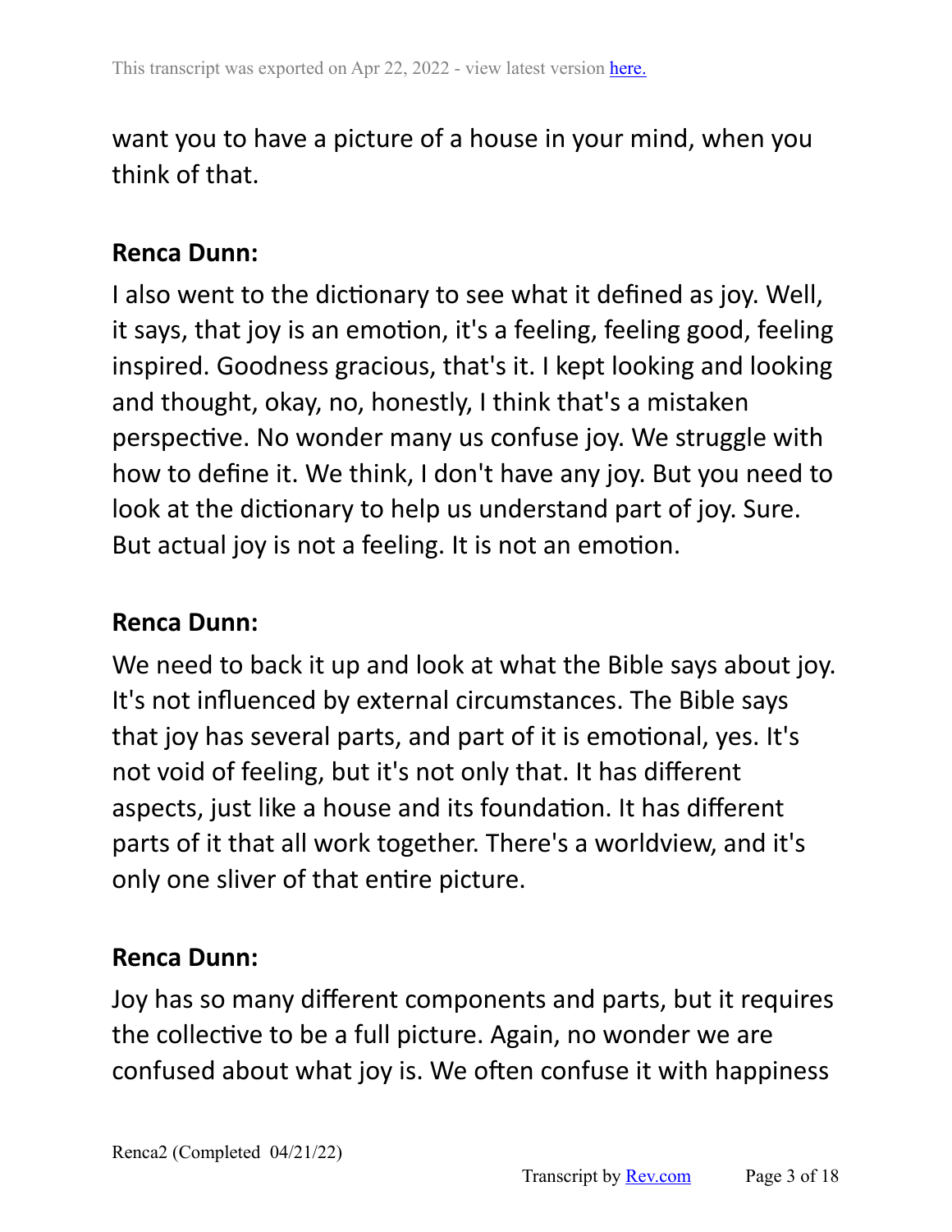want you to have a picture of a house in your mind, when you think of that.

**Renca Dunn:**

I also went to the dictionary to see what it defined as joy. Well, it says, that joy is an emotion, it's a feeling, feeling good, feeling inspired. Goodness gracious, that's it. I kept looking and looking and thought, okay, no, honestly, I think that's a mistaken perspective. No wonder many us confuse joy. We struggle with how to define it. We think, I don't have any joy. But you need to look at the dictionary to help us understand part of joy. Sure. But actual joy is not a feeling. It is not an emotion.

**Renca Dunn:**

We need to back it up and look at what the Bible says about joy. It's not influenced by external circumstances. The Bible says that joy has several parts, and part of it is emotional, yes. It's not void of feeling, but it's not only that. It has different aspects, just like a house and its foundation. It has different parts of it that all work together. There's a worldview, and it's only one sliver of that entire picture.

**Renca Dunn:**

Joy has so many different components and parts, but it requires the collective to be a full picture. Again, no wonder we are confused about what joy is. We often confuse it with happiness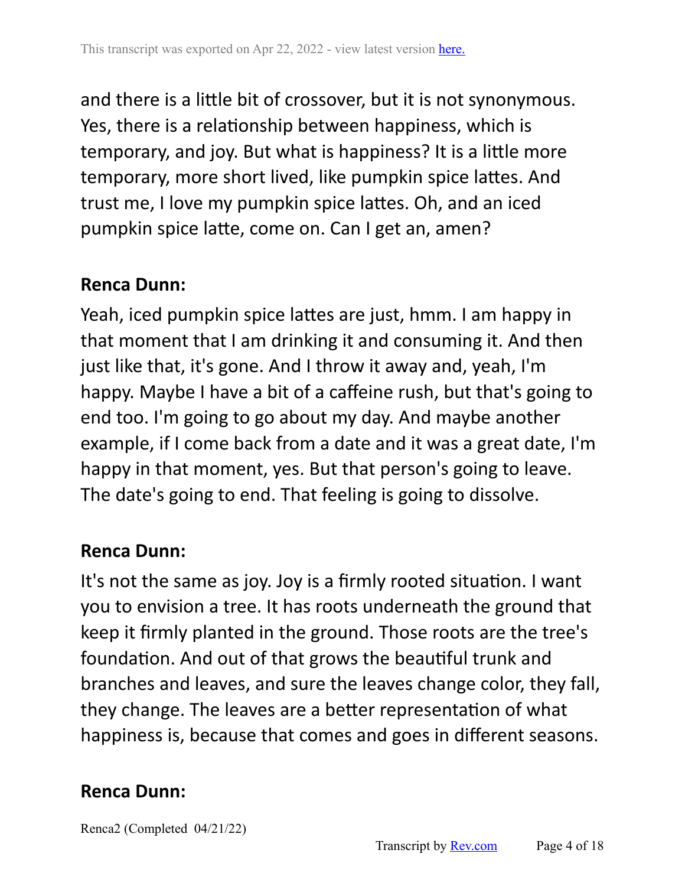and there is a little bit of crossover, but it is not synonymous. Yes, there is a relationship between happiness, which is temporary, and joy. But what is happiness? It is a little more temporary, more short lived, like pumpkin spice lattes. And trust me, I love my pumpkin spice lattes. Oh, and an iced pumpkin spice latte, come on. Can I get an, amen?

**Renca Dunn:**

Yeah, iced pumpkin spice lattes are just, hmm. I am happy in that moment that I am drinking it and consuming it. And then just like that, it's gone. And I throw it away and, yeah, I'm happy. Maybe I have a bit of a caffeine rush, but that's going to end too. I'm going to go about my day. And maybe another example, if I come back from a date and it was a great date, I'm happy in that moment, yes. But that person's going to leave. The date's going to end. That feeling is going to dissolve.

**Renca Dunn:**

It's not the same as joy. Joy is a firmly rooted situation. I want you to envision a tree. It has roots underneath the ground that keep it firmly planted in the ground. Those roots are the tree's foundation. And out of that grows the beautiful trunk and branches and leaves, and sure the leaves change color, they fall, they change. The leaves are a better representation of what happiness is, because that comes and goes in different seasons.

**Renca Dunn:**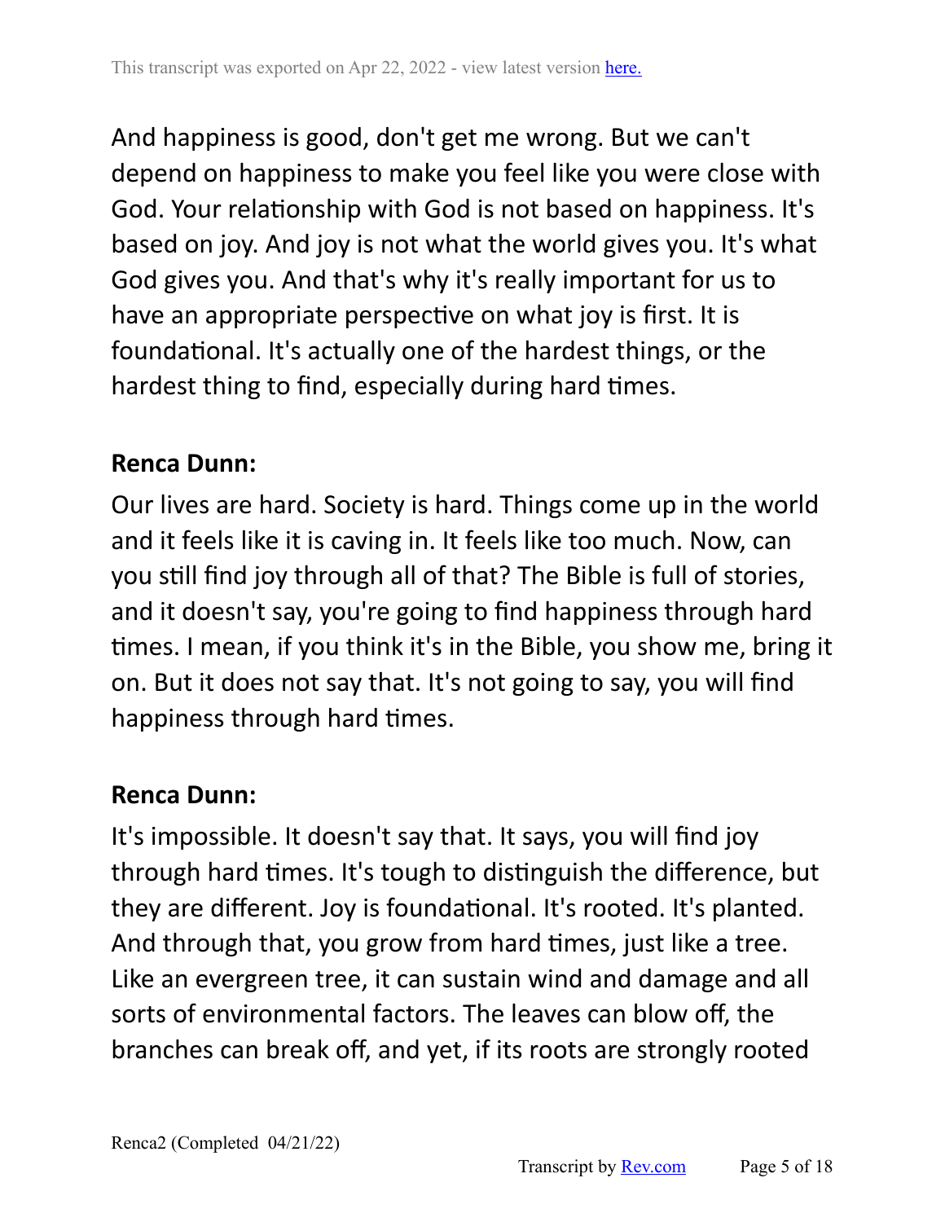And happiness is good, don't get me wrong. But we can't depend on happiness to make you feel like you were close with God. Your relationship with God is not based on happiness. It's based on joy. And joy is not what the world gives you. It's what God gives you. And that's why it's really important for us to have an appropriate perspective on what joy is first. It is foundational. It's actually one of the hardest things, or the hardest thing to find, especially during hard times.

**Renca Dunn:**

Our lives are hard. Society is hard. Things come up in the world and it feels like it is caving in. It feels like too much. Now, can you still find joy through all of that? The Bible is full of stories, and it doesn't say, you're going to find happiness through hard times. I mean, if you think it's in the Bible, you show me, bring it on. But it does not say that. It's not going to say, you will find happiness through hard times.

**Renca Dunn:**

It's impossible. It doesn't say that. It says, you will find joy through hard times. It's tough to distinguish the difference, but they are different. Joy is foundational. It's rooted. It's planted. And through that, you grow from hard times, just like a tree. Like an evergreen tree, it can sustain wind and damage and all sorts of environmental factors. The leaves can blow off, the branches can break off, and yet, if its roots are strongly rooted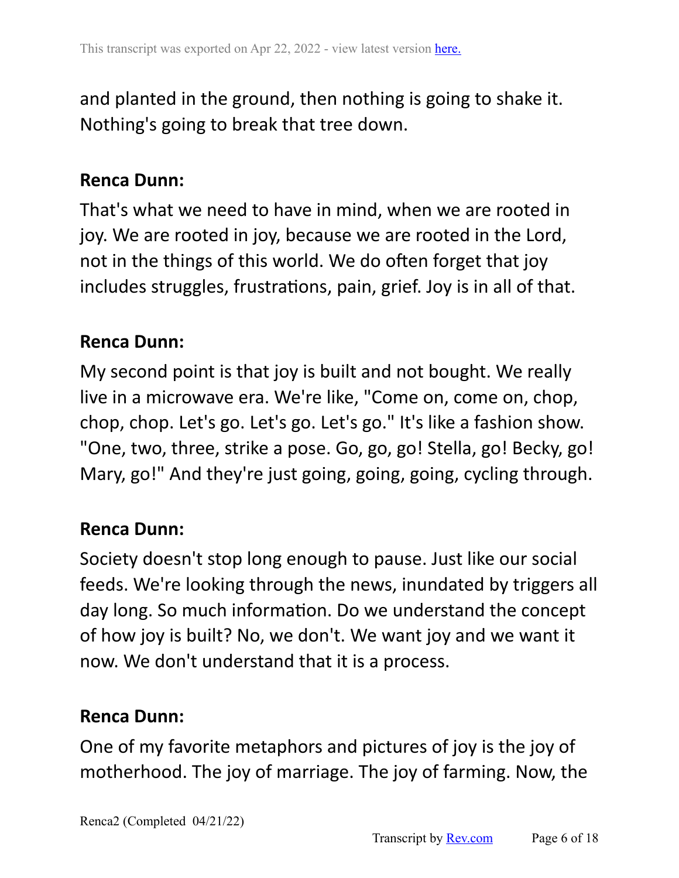and planted in the ground, then nothing is going to shake it. Nothing's going to break that tree down.

**Renca Dunn:**

That's what we need to have in mind, when we are rooted in joy. We are rooted in joy, because we are rooted in the Lord, not in the things of this world. We do often forget that joy includes struggles, frustrations, pain, grief. Joy is in all of that.

**Renca Dunn:**

My second point is that joy is built and not bought. We really live in a microwave era. We're like, "Come on, come on, chop, chop, chop. Let's go. Let's go. Let's go." It's like a fashion show. "One, two, three, strike a pose. Go, go, go! Stella, go! Becky, go! Mary, go!" And they're just going, going, going, cycling through.

**Renca Dunn:**

Society doesn't stop long enough to pause. Just like our social feeds. We're looking through the news, inundated by triggers all day long. So much information. Do we understand the concept of how joy is built? No, we don't. We want joy and we want it now. We don't understand that it is a process.

**Renca Dunn:**

One of my favorite metaphors and pictures of joy is the joy of motherhood. The joy of marriage. The joy of farming. Now, the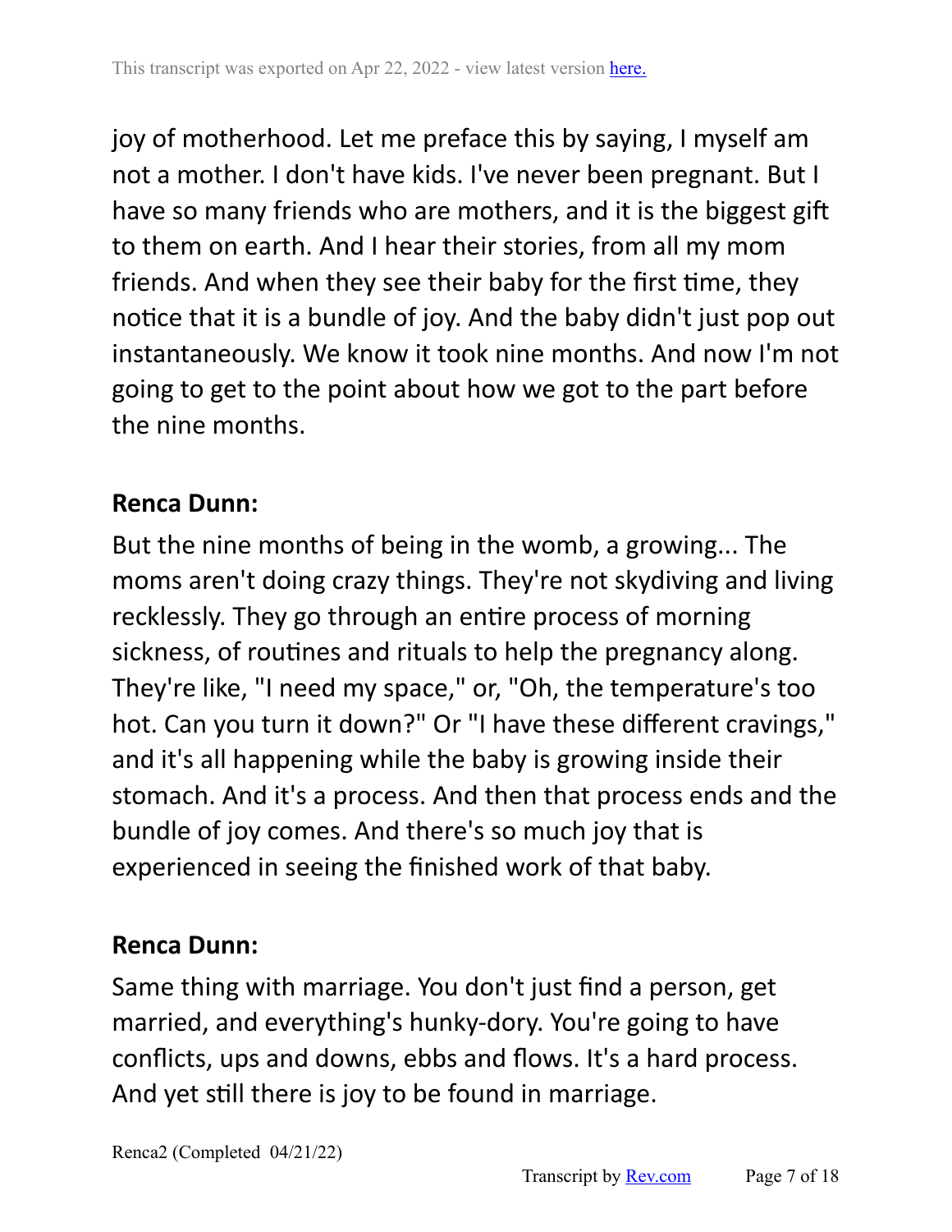joy of motherhood. Let me preface this by saying, I myself am not a mother. I don't have kids. I've never been pregnant. But I have so many friends who are mothers, and it is the biggest gift to them on earth. And I hear their stories, from all my mom friends. And when they see their baby for the first time, they notice that it is a bundle of joy. And the baby didn't just pop out instantaneously. We know it took nine months. And now I'm not going to get to the point about how we got to the part before the nine months.

**Renca Dunn:**

But the nine months of being in the womb, a growing... The moms aren't doing crazy things. They're not skydiving and living recklessly. They go through an entire process of morning sickness, of routines and rituals to help the pregnancy along. They're like, "I need my space," or, "Oh, the temperature's too hot. Can you turn it down?" Or "I have these different cravings," and it's all happening while the baby is growing inside their stomach. And it's a process. And then that process ends and the bundle of joy comes. And there's so much joy that is experienced in seeing the finished work of that baby.

**Renca Dunn:**

Same thing with marriage. You don't just find a person, get married, and everything's hunky-dory. You're going to have conflicts, ups and downs, ebbs and flows. It's a hard process. And yet still there is joy to be found in marriage.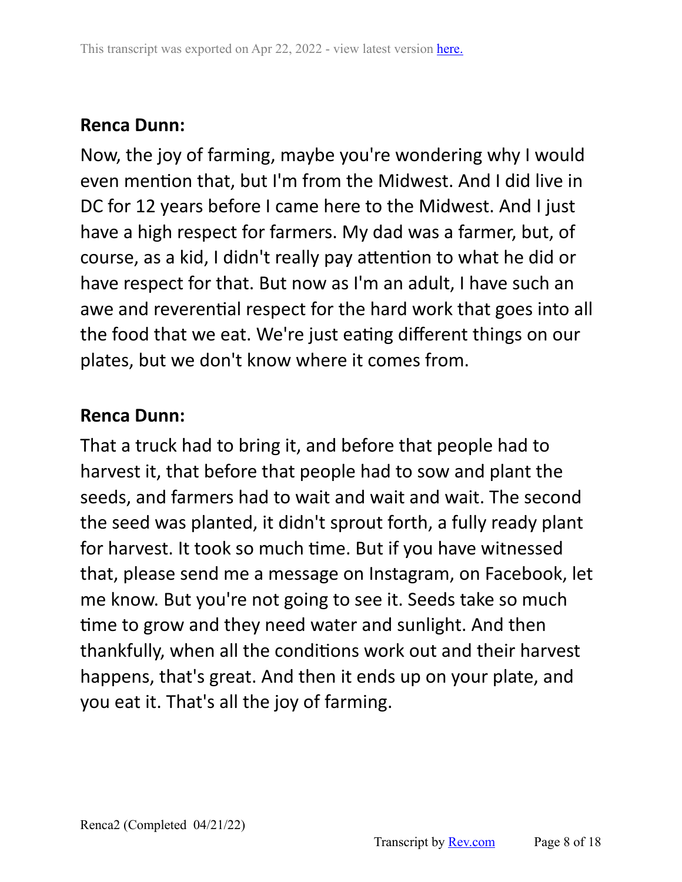**Renca Dunn:**

Now, the joy of farming, maybe you're wondering why I would even mention that, but I'm from the Midwest. And I did live in DC for 12 years before I came here to the Midwest. And I just have a high respect for farmers. My dad was a farmer, but, of course, as a kid, I didn't really pay attention to what he did or have respect for that. But now as I'm an adult, I have such an awe and reverential respect for the hard work that goes into all the food that we eat. We're just eating different things on our plates, but we don't know where it comes from.

**Renca Dunn:**

That a truck had to bring it, and before that people had to harvest it, that before that people had to sow and plant the seeds, and farmers had to wait and wait and wait. The second the seed was planted, it didn't sprout forth, a fully ready plant for harvest. It took so much time. But if you have witnessed that, please send me a message on Instagram, on Facebook, let me know. But you're not going to see it. Seeds take so much time to grow and they need water and sunlight. And then thankfully, when all the conditions work out and their harvest happens, that's great. And then it ends up on your plate, and you eat it. That's all the joy of farming.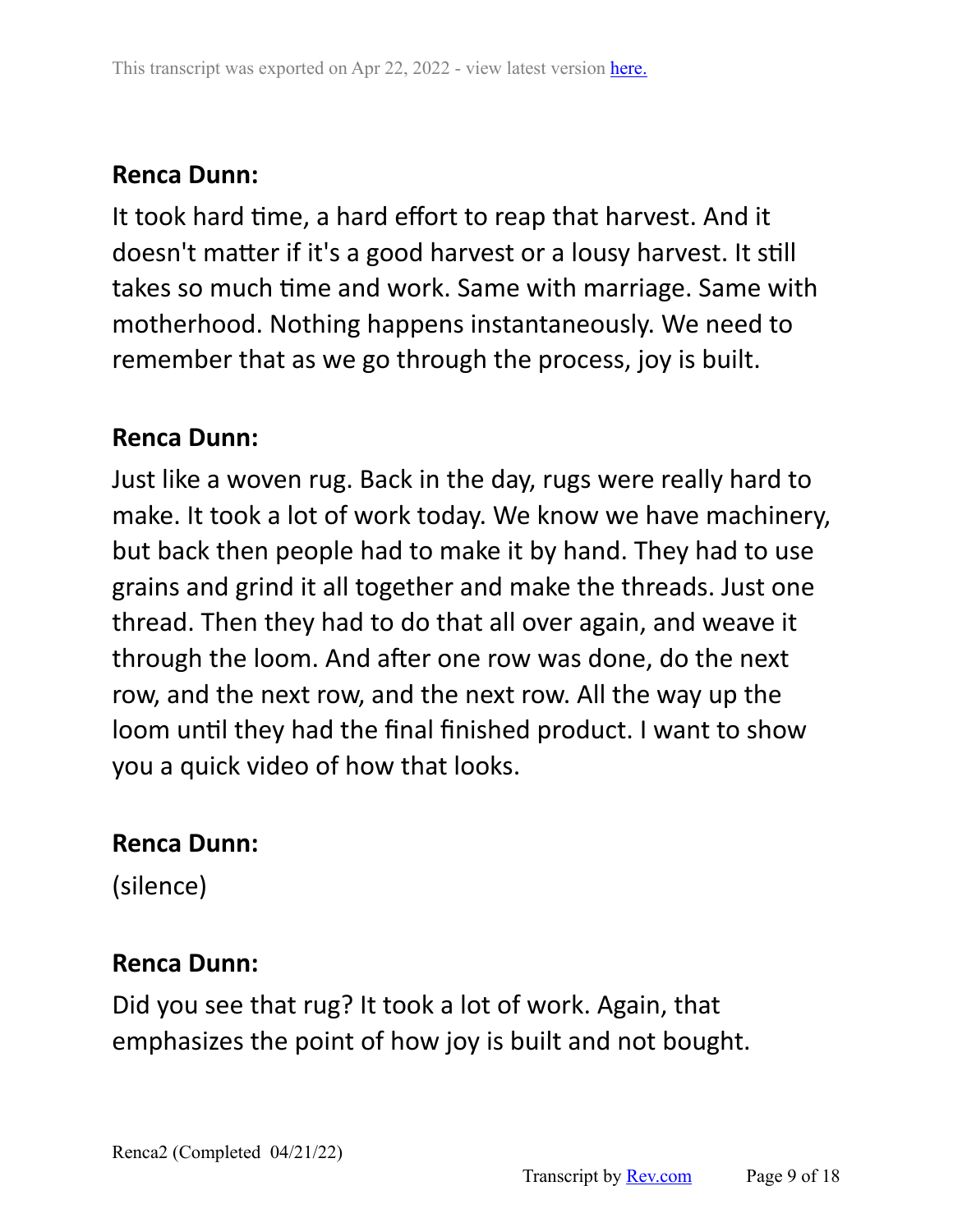**Renca Dunn:**

It took hard time, a hard effort to reap that harvest. And it doesn't matter if it's a good harvest or a lousy harvest. It still takes so much time and work. Same with marriage. Same with motherhood. Nothing happens instantaneously. We need to remember that as we go through the process, joy is built.

**Renca Dunn:**

Just like a woven rug. Back in the day, rugs were really hard to make. It took a lot of work today. We know we have machinery, but back then people had to make it by hand. They had to use grains and grind it all together and make the threads. Just one thread. Then they had to do that all over again, and weave it through the loom. And after one row was done, do the next row, and the next row, and the next row. All the way up the loom until they had the final finished product. I want to show you a quick video of how that looks.

**Renca Dunn:**

(silence)

**Renca Dunn:**

Did you see that rug? It took a lot of work. Again, that emphasizes the point of how joy is built and not bought.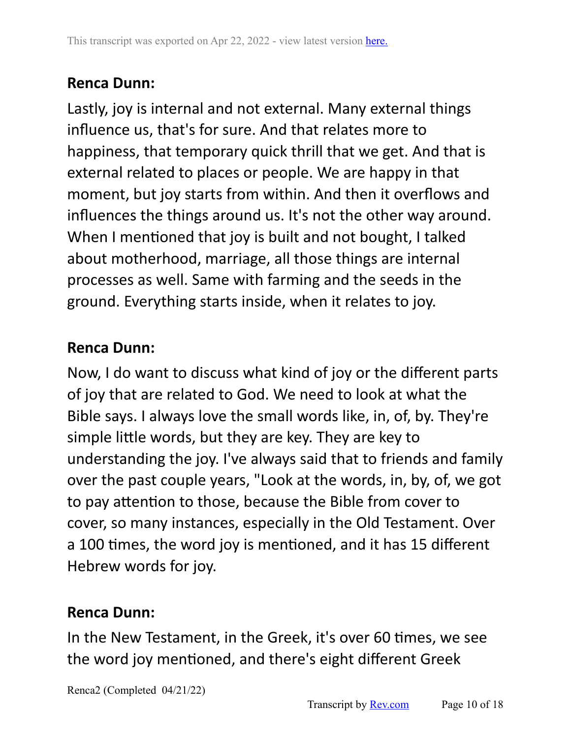**Renca Dunn:**

Lastly, joy is internal and not external. Many external things influence us, that's for sure. And that relates more to happiness, that temporary quick thrill that we get. And that is external related to places or people. We are happy in that moment, but joy starts from within. And then it overflows and influences the things around us. It's not the other way around. When I mentioned that joy is built and not bought, I talked about motherhood, marriage, all those things are internal processes as well. Same with farming and the seeds in the ground. Everything starts inside, when it relates to joy.

**Renca Dunn:**

Now, I do want to discuss what kind of joy or the different parts of joy that are related to God. We need to look at what the Bible says. I always love the small words like, in, of, by. They're simple little words, but they are key. They are key to understanding the joy. I've always said that to friends and family over the past couple years, "Look at the words, in, by, of, we got to pay attention to those, because the Bible from cover to cover, so many instances, especially in the Old Testament. Over a 100 times, the word joy is mentioned, and it has 15 different Hebrew words for joy.

**Renca Dunn:**

In the New Testament, in the Greek, it's over 60 times, we see the word joy mentioned, and there's eight different Greek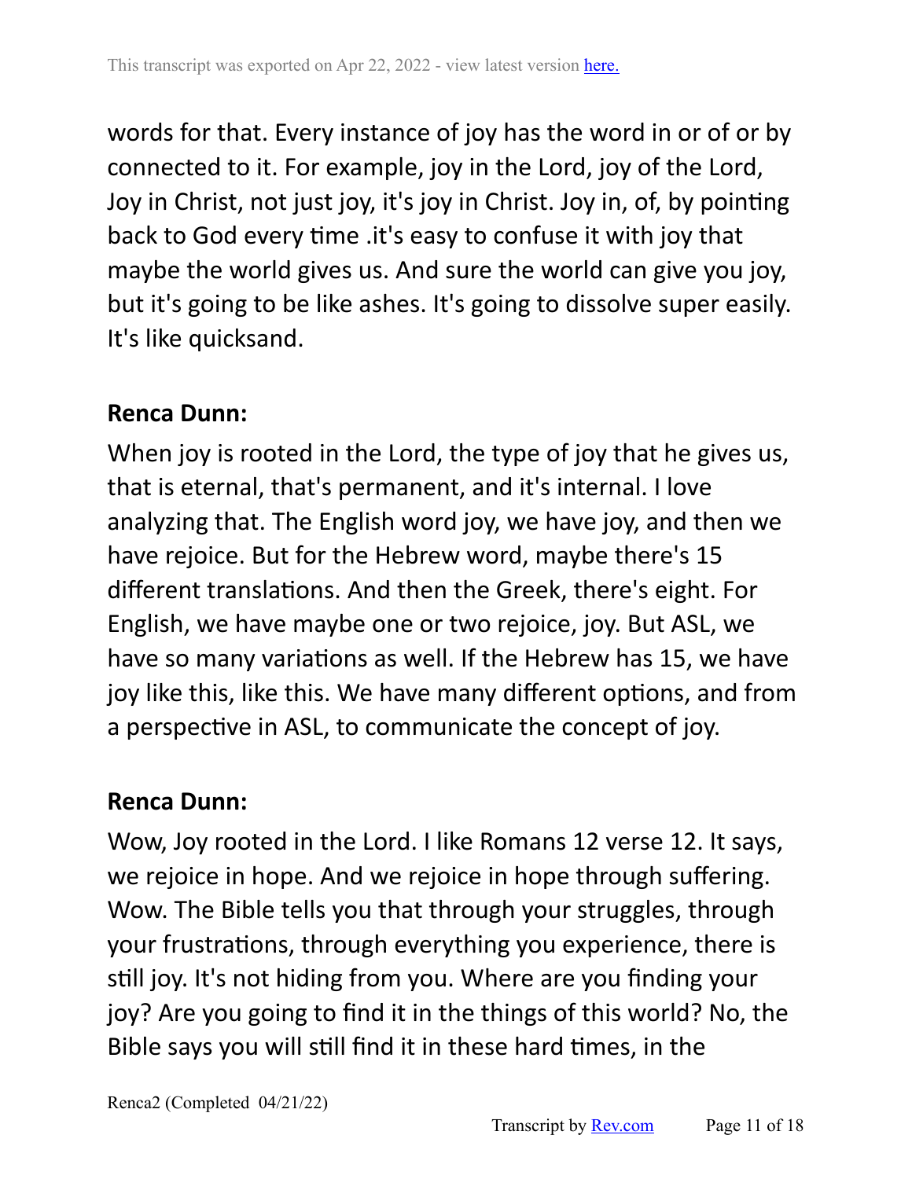words for that. Every instance of joy has the word in or of or by connected to it. For example, joy in the Lord, joy of the Lord, Joy in Christ, not just joy, it's joy in Christ. Joy in, of, by pointing back to God every time .it's easy to confuse it with joy that maybe the world gives us. And sure the world can give you joy, but it's going to be like ashes. It's going to dissolve super easily. It's like quicksand.

**Renca Dunn:**

When joy is rooted in the Lord, the type of joy that he gives us, that is eternal, that's permanent, and it's internal. I love analyzing that. The English word joy, we have joy, and then we have rejoice. But for the Hebrew word, maybe there's 15 different translations. And then the Greek, there's eight. For English, we have maybe one or two rejoice, joy. But ASL, we have so many variations as well. If the Hebrew has 15, we have joy like this, like this. We have many different options, and from a perspective in ASL, to communicate the concept of joy.

**Renca Dunn:**

Wow, Joy rooted in the Lord. I like Romans 12 verse 12. It says, we rejoice in hope. And we rejoice in hope through suffering. Wow. The Bible tells you that through your struggles, through your frustrations, through everything you experience, there is still joy. It's not hiding from you. Where are you finding your joy? Are you going to find it in the things of this world? No, the Bible says you will still find it in these hard times, in the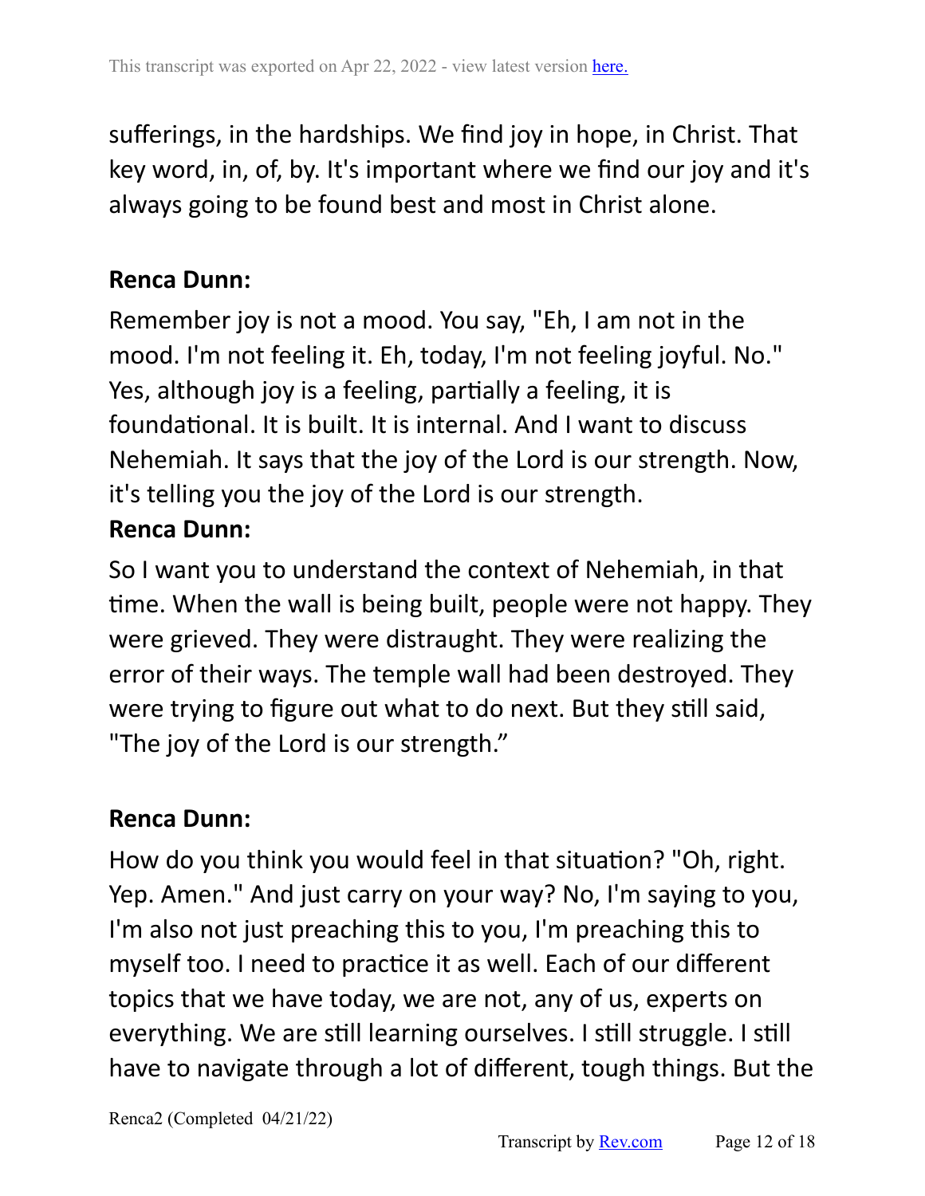sufferings, in the hardships. We find joy in hope, in Christ. That key word, in, of, by. It's important where we find our joy and it's always going to be found best and most in Christ alone.

**Renca Dunn:**

Remember joy is not a mood. You say, "Eh, I am not in the mood. I'm not feeling it. Eh, today, I'm not feeling joyful. No." Yes, although joy is a feeling, partially a feeling, it is foundational. It is built. It is internal. And I want to discuss Nehemiah. It says that the joy of the Lord is our strength. Now, it's telling you the joy of the Lord is our strength.

**Renca Dunn:**

So I want you to understand the context of Nehemiah, in that time. When the wall is being built, people were not happy. They were grieved. They were distraught. They were realizing the error of their ways. The temple wall had been destroyed. They were trying to figure out what to do next. But they still said, "The joy of the Lord is our strength."

**Renca Dunn:**

How do you think you would feel in that situation? "Oh, right. Yep. Amen." And just carry on your way? No, I'm saying to you, I'm also not just preaching this to you, I'm preaching this to myself too. I need to practice it as well. Each of our different topics that we have today, we are not, any of us, experts on everything. We are still learning ourselves. I still struggle. I still have to navigate through a lot of different, tough things. But the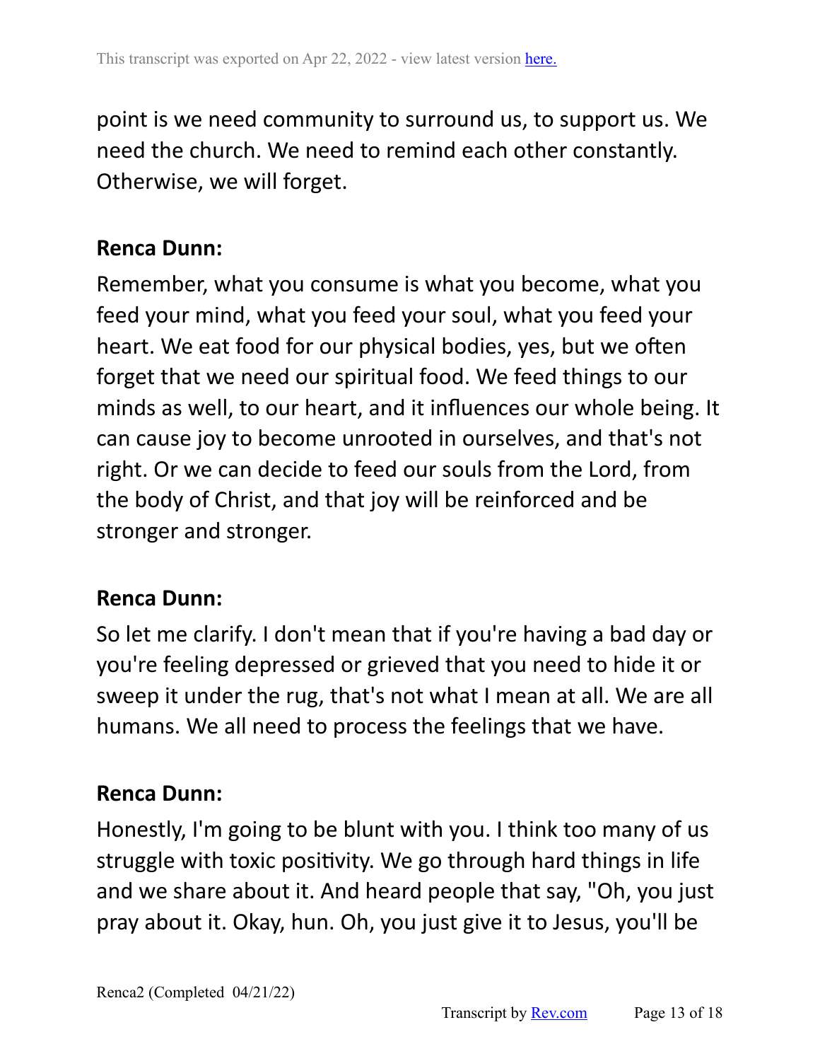point is we need community to surround us, to support us. We need the church. We need to remind each other constantly. Otherwise, we will forget.

**Renca Dunn:**

Remember, what you consume is what you become, what you feed your mind, what you feed your soul, what you feed your heart. We eat food for our physical bodies, yes, but we often forget that we need our spiritual food. We feed things to our minds as well, to our heart, and it influences our whole being. It can cause joy to become unrooted in ourselves, and that's not right. Or we can decide to feed our souls from the Lord, from the body of Christ, and that joy will be reinforced and be stronger and stronger.

**Renca Dunn:**

So let me clarify. I don't mean that if you're having a bad day or you're feeling depressed or grieved that you need to hide it or sweep it under the rug, that's not what I mean at all. We are all humans. We all need to process the feelings that we have.

**Renca Dunn:**

Honestly, I'm going to be blunt with you. I think too many of us struggle with toxic positivity. We go through hard things in life and we share about it. And heard people that say, "Oh, you just pray about it. Okay, hun. Oh, you just give it to Jesus, you'll be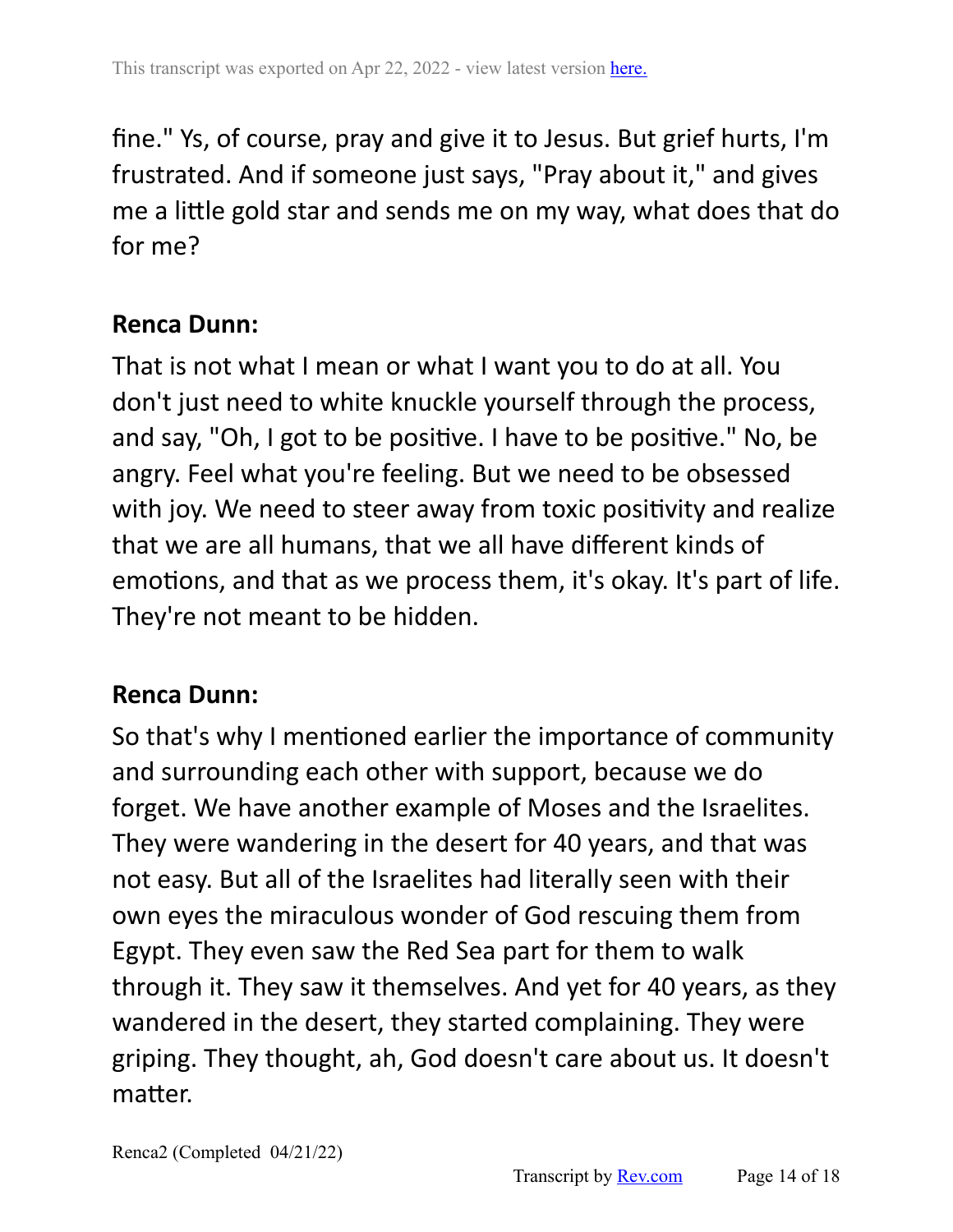fine." Ys, of course, pray and give it to Jesus. But grief hurts, I'm frustrated. And if someone just says, "Pray about it," and gives me a little gold star and sends me on my way, what does that do for me?

**Renca Dunn:**

That is not what I mean or what I want you to do at all. You don't just need to white knuckle yourself through the process, and say, "Oh, I got to be positive. I have to be positive." No, be angry. Feel what you're feeling. But we need to be obsessed with joy. We need to steer away from toxic positivity and realize that we are all humans, that we all have different kinds of emotions, and that as we process them, it's okay. It's part of life. They're not meant to be hidden.

**Renca Dunn:**

So that's why I mentioned earlier the importance of community and surrounding each other with support, because we do forget. We have another example of Moses and the Israelites. They were wandering in the desert for 40 years, and that was not easy. But all of the Israelites had literally seen with their own eyes the miraculous wonder of God rescuing them from Egypt. They even saw the Red Sea part for them to walk through it. They saw it themselves. And yet for 40 years, as they wandered in the desert, they started complaining. They were griping. They thought, ah, God doesn't care about us. It doesn't matter.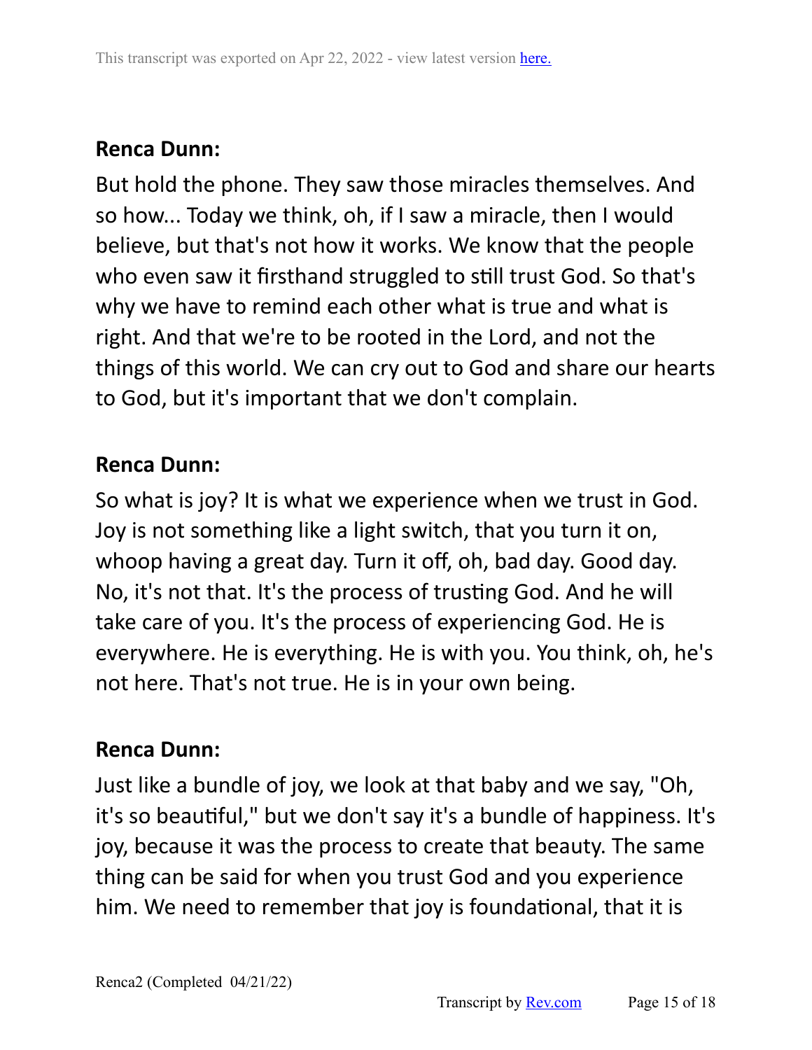**Renca Dunn:**

But hold the phone. They saw those miracles themselves. And so how... Today we think, oh, if I saw a miracle, then I would believe, but that's not how it works. We know that the people who even saw it firsthand struggled to still trust God. So that's why we have to remind each other what is true and what is right. And that we're to be rooted in the Lord, and not the things of this world. We can cry out to God and share our hearts to God, but it's important that we don't complain.

**Renca Dunn:**

So what is joy? It is what we experience when we trust in God. Joy is not something like a light switch, that you turn it on, whoop having a great day. Turn it off, oh, bad day. Good day. No, it's not that. It's the process of trusting God. And he will take care of you. It's the process of experiencing God. He is everywhere. He is everything. He is with you. You think, oh, he's not here. That's not true. He is in your own being.

**Renca Dunn:**

Just like a bundle of joy, we look at that baby and we say, "Oh, it's so beautiful," but we don't say it's a bundle of happiness. It's joy, because it was the process to create that beauty. The same thing can be said for when you trust God and you experience him. We need to remember that joy is foundational, that it is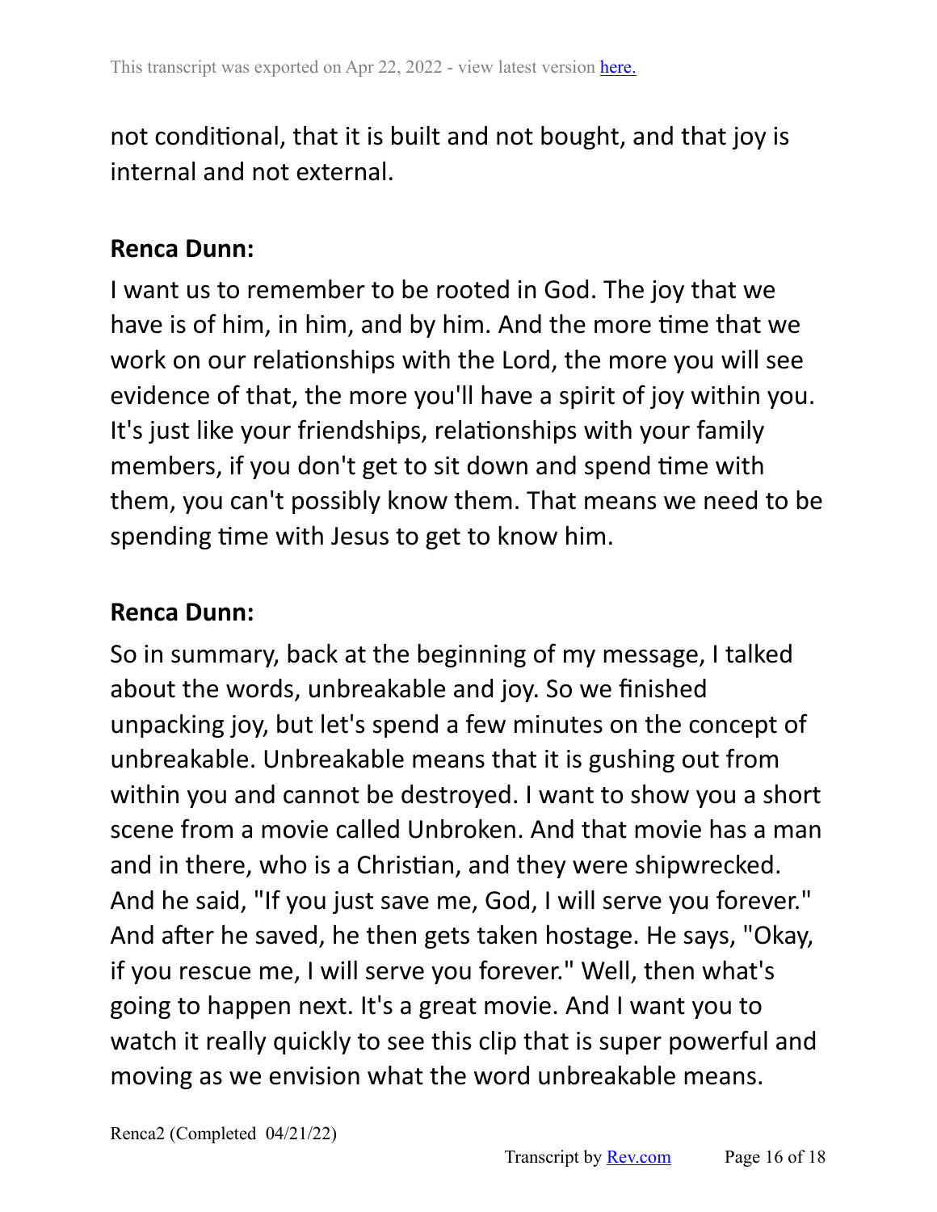not conditional, that it is built and not bought, and that joy is internal and not external.

**Renca Dunn:**

I want us to remember to be rooted in God. The joy that we have is of him, in him, and by him. And the more time that we work on our relationships with the Lord, the more you will see evidence of that, the more you'll have a spirit of joy within you. It's just like your friendships, relationships with your family members, if you don't get to sit down and spend time with them, you can't possibly know them. That means we need to be spending time with Jesus to get to know him.

**Renca Dunn:**

So in summary, back at the beginning of my message, I talked about the words, unbreakable and joy. So we finished unpacking joy, but let's spend a few minutes on the concept of unbreakable. Unbreakable means that it is gushing out from within you and cannot be destroyed. I want to show you a short scene from a movie called Unbroken. And that movie has a man and in there, who is a Christian, and they were shipwrecked. And he said, "If you just save me, God, I will serve you forever." And after he saved, he then gets taken hostage. He says, "Okay, if you rescue me, I will serve you forever." Well, then what's going to happen next. It's a great movie. And I want you to watch it really quickly to see this clip that is super powerful and moving as we envision what the word unbreakable means.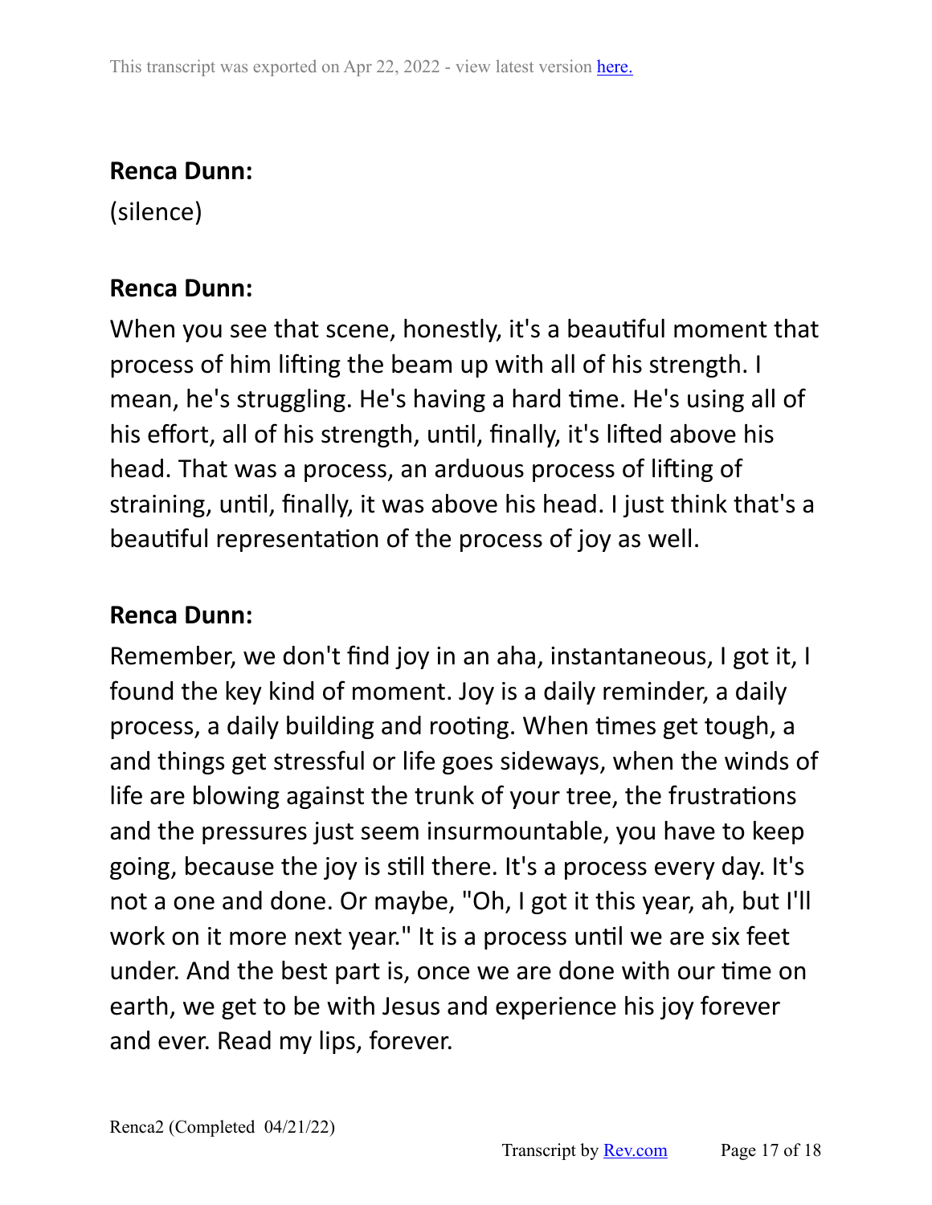**Renca Dunn:**

(silence)

**Renca Dunn:**

When you see that scene, honestly, it's a beautiful moment that process of him lifting the beam up with all of his strength. I mean, he's struggling. He's having a hard time. He's using all of his effort, all of his strength, until, finally, it's lifted above his head. That was a process, an arduous process of lifting of straining, until, finally, it was above his head. I just think that's a beautiful representation of the process of joy as well.

**Renca Dunn:**

Remember, we don't find joy in an aha, instantaneous, I got it, I found the key kind of moment. Joy is a daily reminder, a daily process, a daily building and rooting. When times get tough, a and things get stressful or life goes sideways, when the winds of life are blowing against the trunk of your tree, the frustrations and the pressures just seem insurmountable, you have to keep going, because the joy is still there. It's a process every day. It's not a one and done. Or maybe, "Oh, I got it this year, ah, but I'll work on it more next year." It is a process until we are six feet under. And the best part is, once we are done with our time on earth, we get to be with Jesus and experience his joy forever and ever. Read my lips, forever.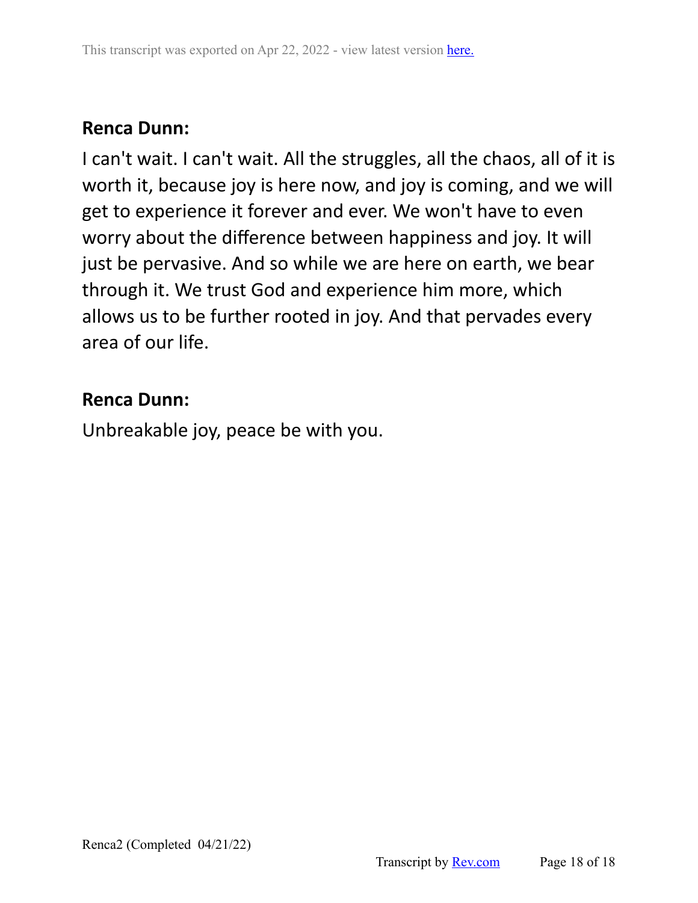**Renca Dunn:**

I can't wait. I can't wait. All the struggles, all the chaos, all of it is worth it, because joy is here now, and joy is coming, and we will get to experience it forever and ever. We won't have to even worry about the difference between happiness and joy. It will just be pervasive. And so while we are here on earth, we bear through it. We trust God and experience him more, which allows us to be further rooted in joy. And that pervades every area of our life.

**Renca Dunn:**

Unbreakable joy, peace be with you.